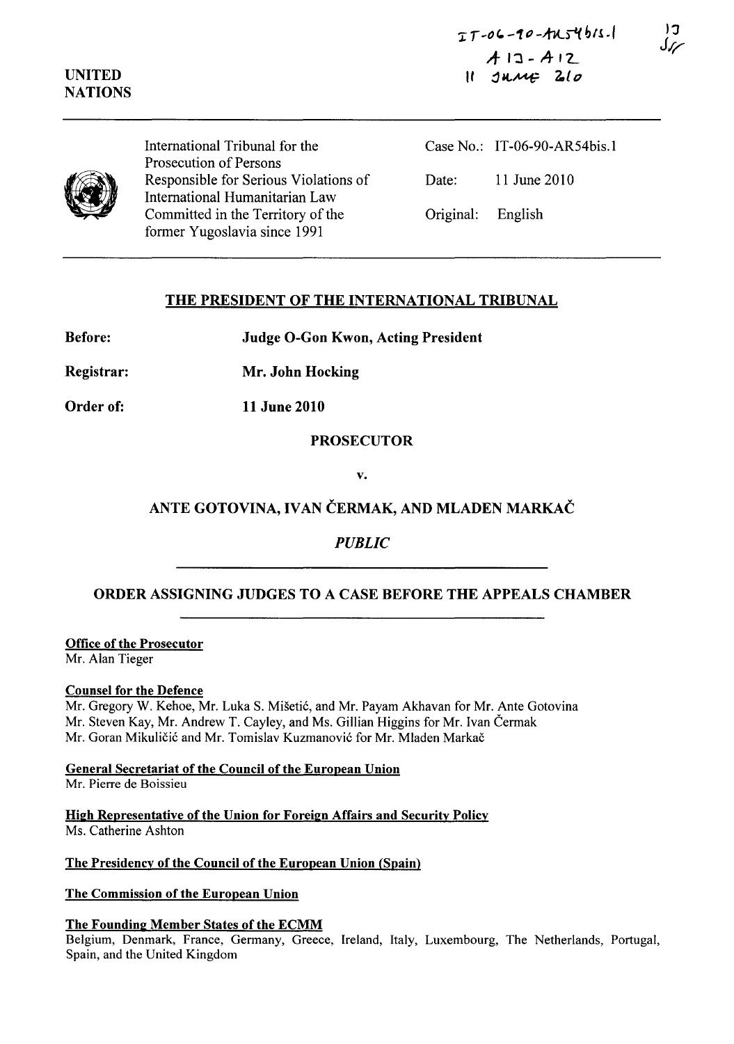IT-06-90-AR54bis.1
A 13 - A 12
11 June 2010

13
JW

UNITED
NATIONS

International Tribunal for the Prosecution of Persons Responsible for Serious Violations of International Humanitarian Law Committed in the Territory of the former Yugoslavia since 1991

Case No.: IT-06-90-AR54bis.1

Date: 11 June 2010

Original: English

## THE PRESIDENT OF THE INTERNATIONAL TRIBUNAL

**Before:** **Judge O-Gon Kwon, Acting President**

**Registrar:** **Mr. John Hocking**

**Order of:** **11 June 2010**

**PROSECUTOR**

**v.**

## ANTE GOTOVINA, IVAN ČERMAK, AND MLADEN MARKAČ

***PUBLIC***

## ORDER ASSIGNING JUDGES TO A CASE BEFORE THE APPEALS CHAMBER

**Office of the Prosecutor**
Mr. Alan Tieger

**Counsel for the Defence**
Mr. Gregory W. Kehoe, Mr. Luka S. Mišetić, and Mr. Payam Akhavan for Mr. Ante Gotovina
Mr. Steven Kay, Mr. Andrew T. Cayley, and Ms. Gillian Higgins for Mr. Ivan Čermak
Mr. Goran Mikuličić and Mr. Tomislav Kuzmanović for Mr. Mladen Markač

**General Secretariat of the Council of the European Union**
Mr. Pierre de Boissieu

**High Representative of the Union for Foreign Affairs and Security Policy**
Ms. Catherine Ashton

**The Presidency of the Council of the European Union (Spain)**

**The Commission of the European Union**

**The Founding Member States of the ECMM**
Belgium, Denmark, France, Germany, Greece, Ireland, Italy, Luxembourg, The Netherlands, Portugal, Spain, and the United Kingdom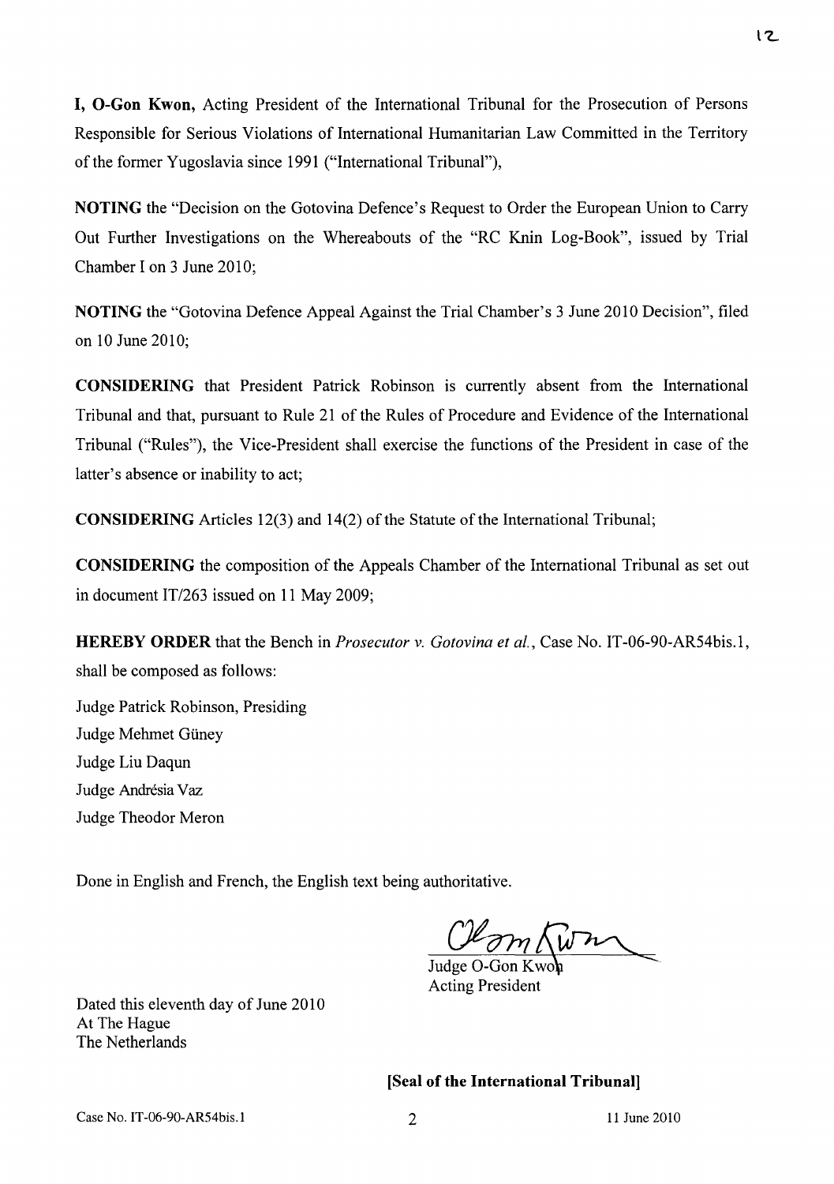**I, O-Gon Kwon,** Acting President of the International Tribunal for the Prosecution of Persons Responsible for Serious Violations of International Humanitarian Law Committed in the Territory of the former Yugoslavia since 1991 ("International Tribunal"),

**NOTING** the "Decision on the Gotovina Defence's Request to Order the European Union to Carry Out Further Investigations on the Whereabouts of the "RC Knin Log-Book", issued by Trial Chamber I on 3 June 2010;

**NOTING** the "Gotovina Defence Appeal Against the Trial Chamber's 3 June 2010 Decision", filed on 10 June 2010;

**CONSIDERING** that President Patrick Robinson is currently absent from the International Tribunal and that, pursuant to Rule 21 of the Rules of Procedure and Evidence of the International Tribunal ("Rules"), the Vice-President shall exercise the functions of the President in case of the latter's absence or inability to act;

**CONSIDERING** Articles 12(3) and 14(2) of the Statute of the International Tribunal;

**CONSIDERING** the composition of the Appeals Chamber of the International Tribunal as set out in document IT/263 issued on 11 May 2009;

**HEREBY ORDER** that the Bench in *Prosecutor v. Gotovina et al.*, Case No. IT-06-90-AR54bis.1, shall be composed as follows:

Judge Patrick Robinson, Presiding
Judge Mehmet Güney
Judge Liu Daqun
Judge Andrésia Vaz
Judge Theodor Meron

Done in English and French, the English text being authoritative.

Judge O-Gon Kwon
Acting President

Dated this eleventh day of June 2010
At The Hague
The Netherlands

**[Seal of the International Tribunal]**